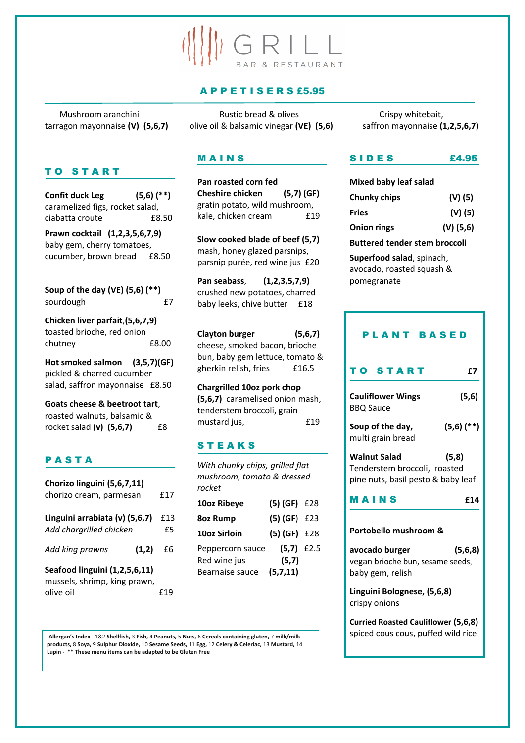# GRILL

BAR & RESTAURANT

## APPETISERS £5.95

Mushroom aranchini
tarragon mayonnaise **(V)** **(5,6,7)**

Rustic bread & olives
olive oil & balsamic vinegar **(VE)** **(5,6)**

Crispy whitebait,
saffron mayonnaise **(1,2,5,6,7)**

## TO START

**Confit duck Leg** **(5,6) (\*\*)**
caramelized figs, rocket salad, ciabatta croute £8.50

**Prawn cocktail** **(1,2,3,5,6,7,9)**
baby gem, cherry tomatoes, cucumber, brown bread £8.50

**Soup of the day (VE) (5,6) (\*\*)**
sourdough £7

**Chicken liver parfait**,**(5,6,7,9)**
toasted brioche, red onion chutney £8.00

**Hot smoked salmon** **(3,5,7)(GF)**
pickled & charred cucumber salad, saffron mayonnaise £8.50

**Goats cheese & beetroot tart**,
roasted walnuts, balsamic & rocket salad **(v)** **(5,6,7)** £8

## PASTA

**Chorizo linguini (5,6,7,11)**
chorizo cream, parmesan £17

**Linguini arrabiata (v) (5,6,7)** £13
*Add chargrilled chicken* £5

*Add king prawns* **(1,2)** £6

**Seafood linguini (1,2,5,6,11)**
mussels, shrimp, king prawn, olive oil £19

## MAINS

**Pan roasted corn fed Cheshire chicken** **(5,7) (GF)**
gratin potato, wild mushroom, kale, chicken cream £19

**Slow cooked blade of beef (5,7)**
mash, honey glazed parsnips, parsnip purée, red wine jus £20

**Pan seabass**, **(1,2,3,5,7,9)**
crushed new potatoes, charred baby leeks, chive butter £18

**Clayton burger** **(5,6,7)**
cheese, smoked bacon, brioche bun, baby gem lettuce, tomato & gherkin relish, fries £16.5

**Chargrilled 10oz pork chop** **(5,6,7)** caramelised onion mash, tenderstem broccoli, grain mustard jus, £19

## STEAKS

*With chunky chips, grilled flat mushroom, tomato & dressed rocket*

| | | |
|---|---|---|
| **10oz Ribeye** | **(5) (GF)** | £28 |
| **8oz Rump** | **(5) (GF)** | £23 |
| **10oz Sirloin** | **(5) (GF)** | £28 |
| Peppercorn sauce | **(5,7)** | £2.5 |
| Red wine jus | **(5,7)** | |
| Bearnaise sauce | **(5,7,11)** | |

## SIDES £4.95

**Mixed baby leaf salad**

**Chunky chips** **(V) (5)**

**Fries** **(V) (5)**

**Onion rings** **(V) (5,6)**

**Buttered tender stem broccoli**

**Superfood salad**, spinach, avocado, roasted squash & pomegranate

## PLANT BASED

### TO START £7

**Cauliflower Wings** **(5,6)**
BBQ Sauce

**Soup of the day,** **(5,6) (\*\*)**
multi grain bread

**Walnut Salad** **(5,8)**
Tenderstem broccoli, roasted pine nuts, basil pesto & baby leaf

### MAINS £14

**Portobello mushroom & avocado burger** **(5,6,8)**
vegan brioche bun, sesame seeds, baby gem, relish

**Linguini Bolognese, (5,6,8)**
crispy onions

**Curried Roasted Cauliflower (5,6,8)**
spiced cous cous, puffed wild rice

**Allergan's Index -** 1&2 **Shellfish**, 3 **Fish**, 4 **Peanuts**, 5 **Nuts**, 6 **Cereals containing gluten**, 7 **milk/milk products**, 8 **Soya**, 9 **Sulphur Dioxide**, 10 **Sesame Seeds**, 11 **Egg**, 12 **Celery & Celeriac**, 13 **Mustard**, 14 **Lupin** - **\*\* These menu items can be adapted to be Gluten Free**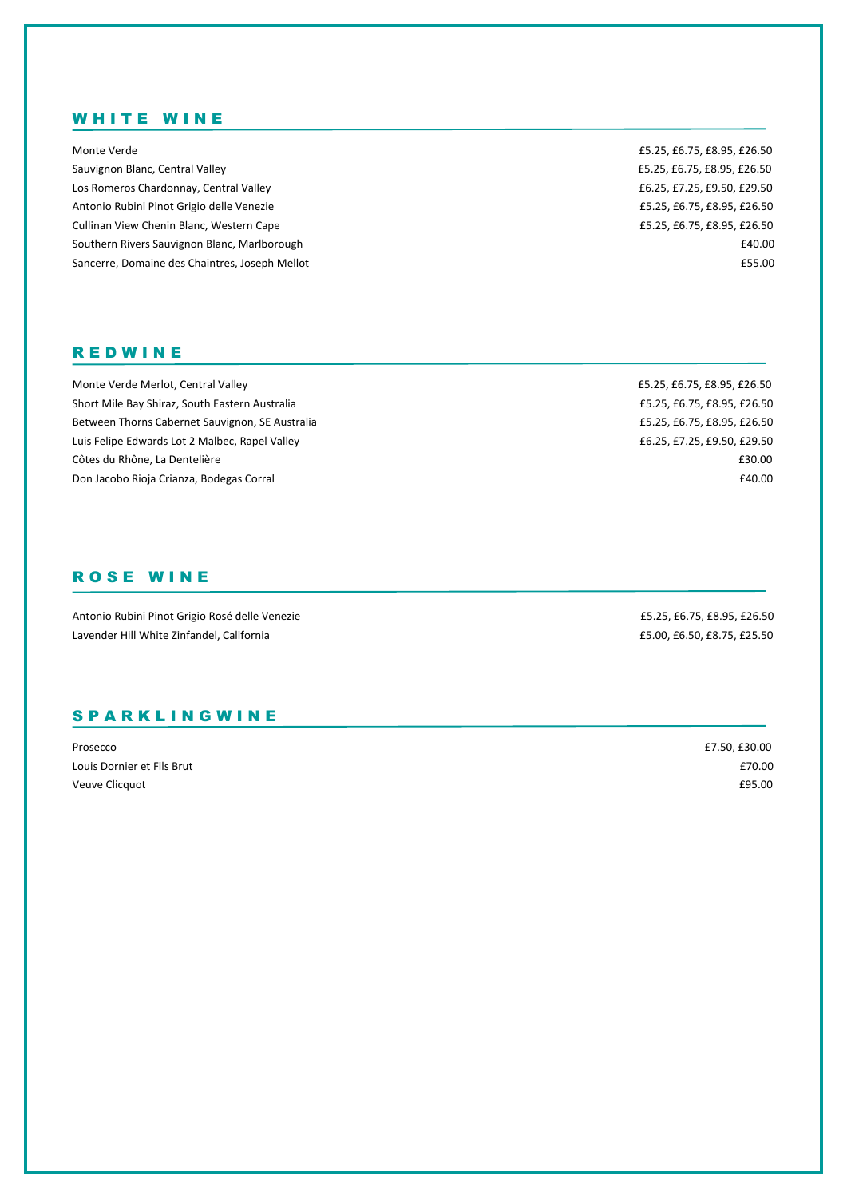## WHITE WINE

| | |
|---|---|
| Monte Verde | £5.25, £6.75, £8.95, £26.50 |
| Sauvignon Blanc, Central Valley | £5.25, £6.75, £8.95, £26.50 |
| Los Romeros Chardonnay, Central Valley | £6.25, £7.25, £9.50, £29.50 |
| Antonio Rubini Pinot Grigio delle Venezie | £5.25, £6.75, £8.95, £26.50 |
| Cullinan View Chenin Blanc, Western Cape | £5.25, £6.75, £8.95, £26.50 |
| Southern Rivers Sauvignon Blanc, Marlborough | £40.00 |
| Sancerre, Domaine des Chaintres, Joseph Mellot | £55.00 |

## REDWINE

| | |
|---|---|
| Monte Verde Merlot, Central Valley | £5.25, £6.75, £8.95, £26.50 |
| Short Mile Bay Shiraz, South Eastern Australia | £5.25, £6.75, £8.95, £26.50 |
| Between Thorns Cabernet Sauvignon, SE Australia | £5.25, £6.75, £8.95, £26.50 |
| Luis Felipe Edwards Lot 2 Malbec, Rapel Valley | £6.25, £7.25, £9.50, £29.50 |
| Côtes du Rhône, La Dentelière | £30.00 |
| Don Jacobo Rioja Crianza, Bodegas Corral | £40.00 |

## ROSE WINE

| | |
|---|---|
| Antonio Rubini Pinot Grigio Rosé delle Venezie | £5.25, £6.75, £8.95, £26.50 |
| Lavender Hill White Zinfandel, California | £5.00, £6.50, £8.75, £25.50 |

## SPARKLINGWINE

| | |
|---|---|
| Prosecco | £7.50, £30.00 |
| Louis Dornier et Fils Brut | £70.00 |
| Veuve Clicquot | £95.00 |